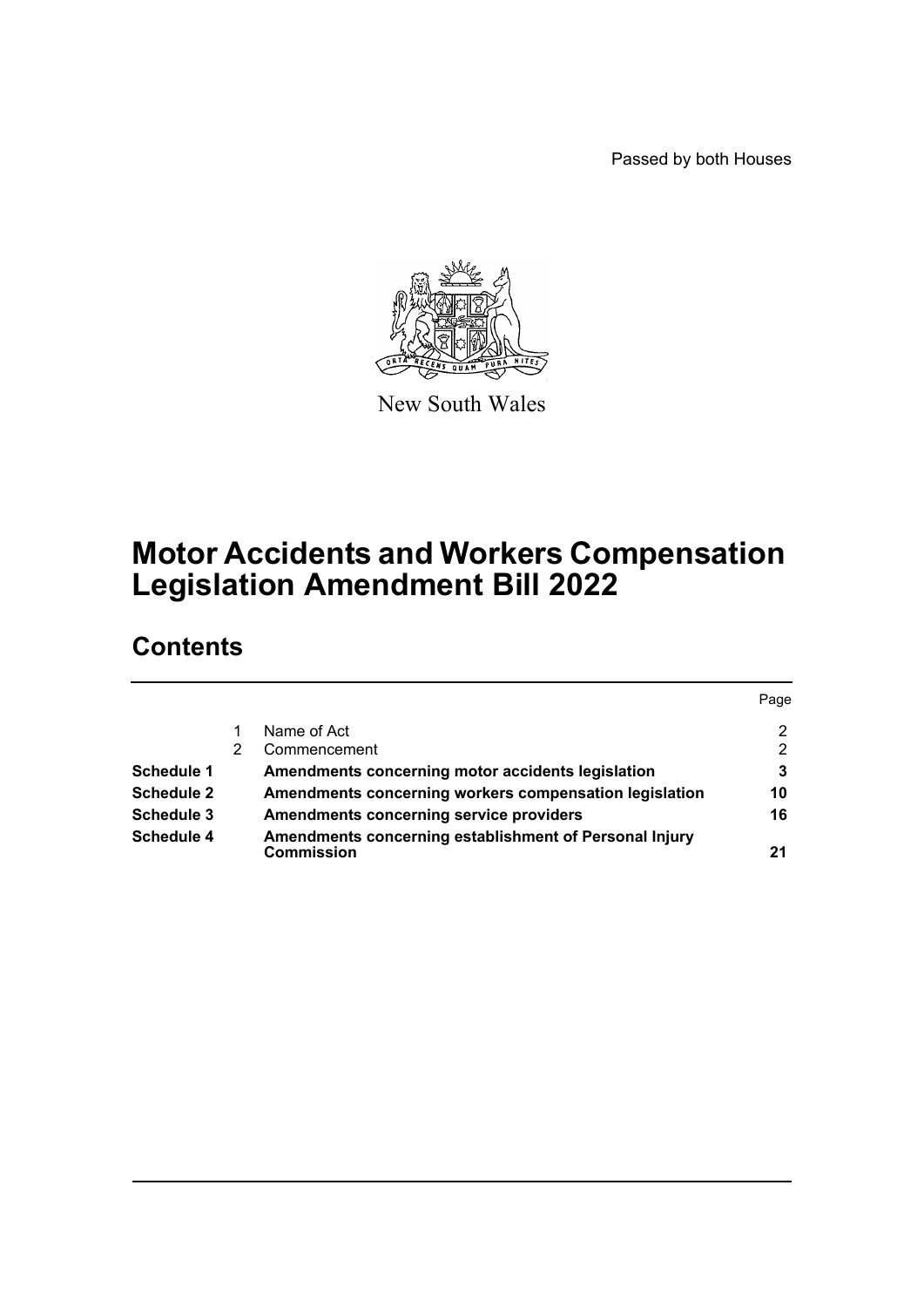Passed by both Houses

New South Wales

# Motor Accidents and Workers Compensation Legislation Amendment Bill 2022

## Contents

| | | | Page |
|---|---|---|---|
| | 1 | Name of Act | 2 |
| | 2 | Commencement | 2 |
| **Schedule 1** | | **Amendments concerning motor accidents legislation** | **3** |
| **Schedule 2** | | **Amendments concerning workers compensation legislation** | **10** |
| **Schedule 3** | | **Amendments concerning service providers** | **16** |
| **Schedule 4** | | **Amendments concerning establishment of Personal Injury Commission** | **21** |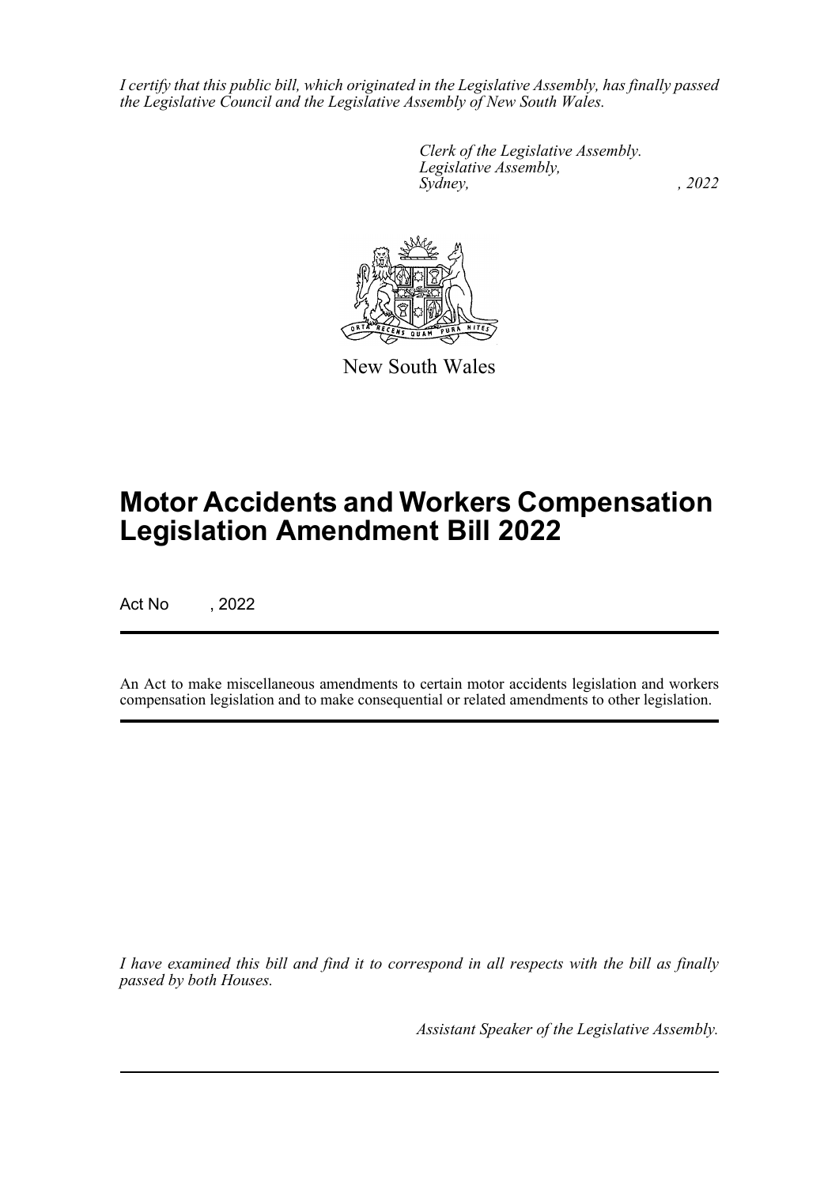*I certify that this public bill, which originated in the Legislative Assembly, has finally passed the Legislative Council and the Legislative Assembly of New South Wales.*

*Clerk of the Legislative Assembly.*
*Legislative Assembly,*
*Sydney, , 2022*

New South Wales

# Motor Accidents and Workers Compensation Legislation Amendment Bill 2022

Act No , 2022

An Act to make miscellaneous amendments to certain motor accidents legislation and workers compensation legislation and to make consequential or related amendments to other legislation.

*I have examined this bill and find it to correspond in all respects with the bill as finally passed by both Houses.*

*Assistant Speaker of the Legislative Assembly.*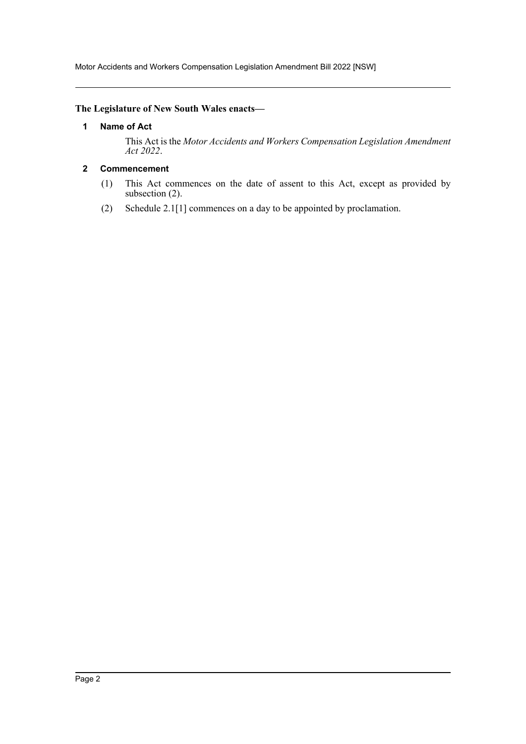**The Legislature of New South Wales enacts—**

## 1 Name of Act

This Act is the *Motor Accidents and Workers Compensation Legislation Amendment Act 2022*.

## 2 Commencement

(1) This Act commences on the date of assent to this Act, except as provided by subsection (2).

(2) Schedule 2.1[1] commences on a day to be appointed by proclamation.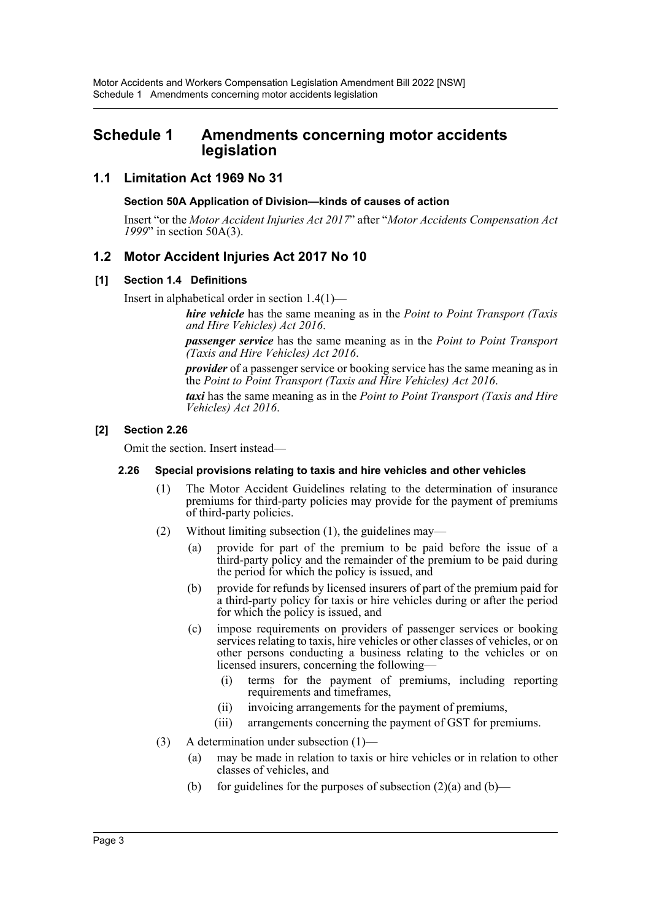# Schedule 1 Amendments concerning motor accidents legislation

## 1.1 Limitation Act 1969 No 31

### Section 50A Application of Division—kinds of causes of action

Insert "or the *Motor Accident Injuries Act 2017*" after "*Motor Accidents Compensation Act 1999*" in section 50A(3).

## 1.2 Motor Accident Injuries Act 2017 No 10

### [1] Section 1.4 Definitions

Insert in alphabetical order in section 1.4(1)—

> ***hire vehicle*** has the same meaning as in the *Point to Point Transport (Taxis and Hire Vehicles) Act 2016*.
>
> ***passenger service*** has the same meaning as in the *Point to Point Transport (Taxis and Hire Vehicles) Act 2016*.
>
> ***provider*** of a passenger service or booking service has the same meaning as in the *Point to Point Transport (Taxis and Hire Vehicles) Act 2016*.
>
> ***taxi*** has the same meaning as in the *Point to Point Transport (Taxis and Hire Vehicles) Act 2016*.

### [2] Section 2.26

Omit the section. Insert instead—

#### 2.26 Special provisions relating to taxis and hire vehicles and other vehicles

(1) The Motor Accident Guidelines relating to the determination of insurance premiums for third-party policies may provide for the payment of premiums of third-party policies.

(2) Without limiting subsection (1), the guidelines may—

- (a) provide for part of the premium to be paid before the issue of a third-party policy and the remainder of the premium to be paid during the period for which the policy is issued, and
- (b) provide for refunds by licensed insurers of part of the premium paid for a third-party policy for taxis or hire vehicles during or after the period for which the policy is issued, and
- (c) impose requirements on providers of passenger services or booking services relating to taxis, hire vehicles or other classes of vehicles, or on other persons conducting a business relating to the vehicles or on licensed insurers, concerning the following—
  - (i) terms for the payment of premiums, including reporting requirements and timeframes,
  - (ii) invoicing arrangements for the payment of premiums,
  - (iii) arrangements concerning the payment of GST for premiums.

(3) A determination under subsection (1)—

- (a) may be made in relation to taxis or hire vehicles or in relation to other classes of vehicles, and
- (b) for guidelines for the purposes of subsection (2)(a) and (b)—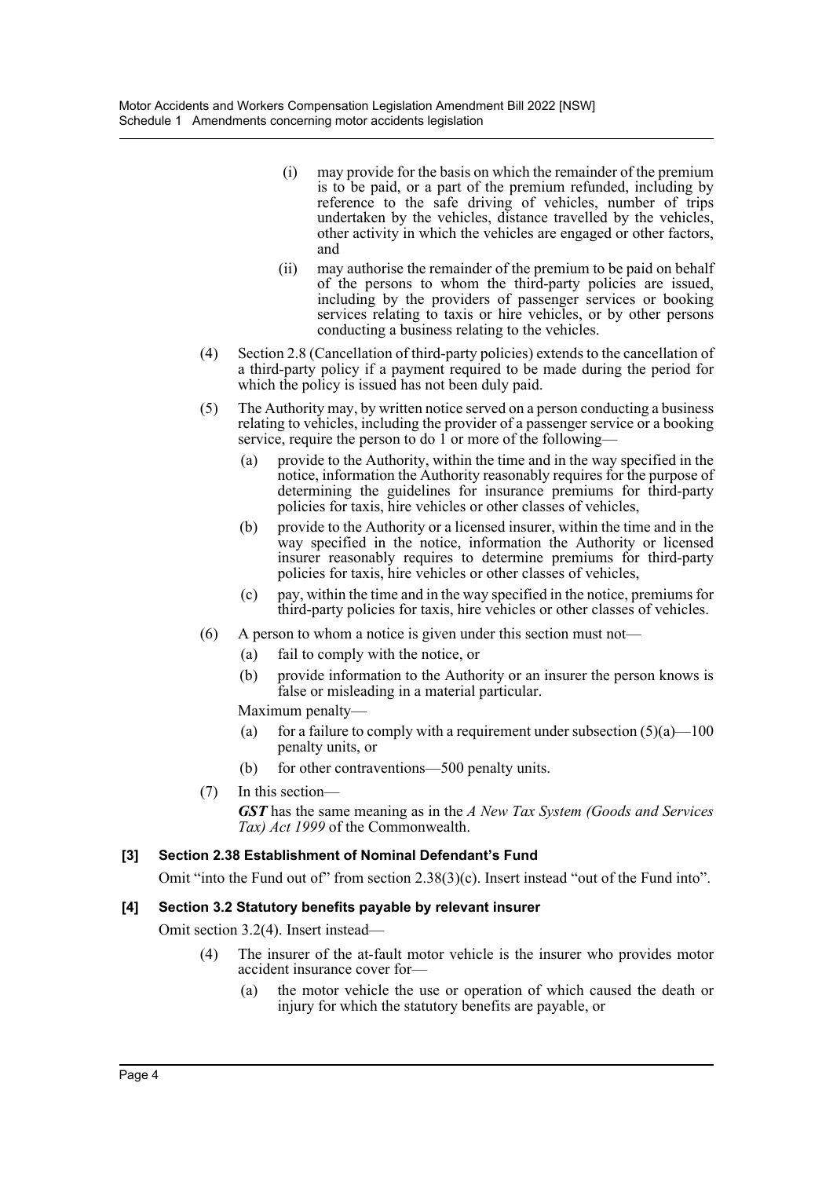(i) may provide for the basis on which the remainder of the premium is to be paid, or a part of the premium refunded, including by reference to the safe driving of vehicles, number of trips undertaken by the vehicles, distance travelled by the vehicles, other activity in which the vehicles are engaged or other factors, and

(ii) may authorise the remainder of the premium to be paid on behalf of the persons to whom the third-party policies are issued, including by the providers of passenger services or booking services relating to taxis or hire vehicles, or by other persons conducting a business relating to the vehicles.

(4) Section 2.8 (Cancellation of third-party policies) extends to the cancellation of a third-party policy if a payment required to be made during the period for which the policy is issued has not been duly paid.

(5) The Authority may, by written notice served on a person conducting a business relating to vehicles, including the provider of a passenger service or a booking service, require the person to do 1 or more of the following—

(a) provide to the Authority, within the time and in the way specified in the notice, information the Authority reasonably requires for the purpose of determining the guidelines for insurance premiums for third-party policies for taxis, hire vehicles or other classes of vehicles,

(b) provide to the Authority or a licensed insurer, within the time and in the way specified in the notice, information the Authority or licensed insurer reasonably requires to determine premiums for third-party policies for taxis, hire vehicles or other classes of vehicles,

(c) pay, within the time and in the way specified in the notice, premiums for third-party policies for taxis, hire vehicles or other classes of vehicles.

(6) A person to whom a notice is given under this section must not—

(a) fail to comply with the notice, or

(b) provide information to the Authority or an insurer the person knows is false or misleading in a material particular.

Maximum penalty—

(a) for a failure to comply with a requirement under subsection (5)(a)—100 penalty units, or

(b) for other contraventions—500 penalty units.

(7) In this section—

***GST*** has the same meaning as in the *A New Tax System (Goods and Services Tax) Act 1999* of the Commonwealth.

### [3] Section 2.38 Establishment of Nominal Defendant's Fund

Omit "into the Fund out of" from section 2.38(3)(c). Insert instead "out of the Fund into".

### [4] Section 3.2 Statutory benefits payable by relevant insurer

Omit section 3.2(4). Insert instead—

(4) The insurer of the at-fault motor vehicle is the insurer who provides motor accident insurance cover for—

(a) the motor vehicle the use or operation of which caused the death or injury for which the statutory benefits are payable, or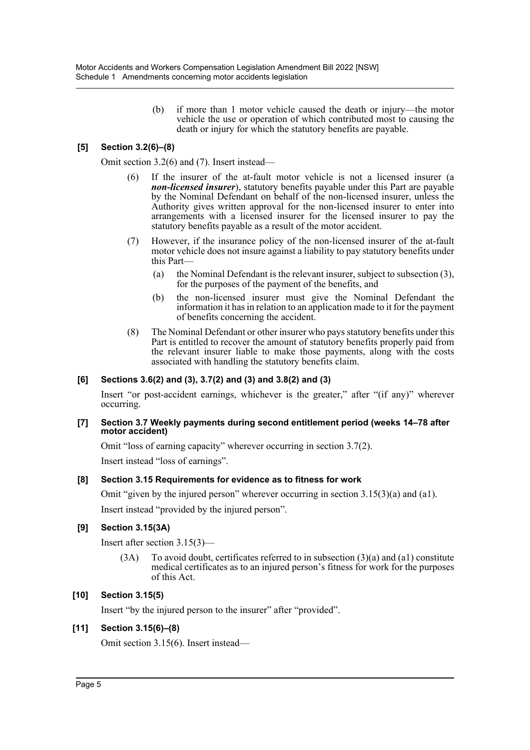(b) if more than 1 motor vehicle caused the death or injury—the motor vehicle the use or operation of which contributed most to causing the death or injury for which the statutory benefits are payable.

### [5] Section 3.2(6)–(8)

Omit section 3.2(6) and (7). Insert instead—

(6) If the insurer of the at-fault motor vehicle is not a licensed insurer (a ***non-licensed insurer***), statutory benefits payable under this Part are payable by the Nominal Defendant on behalf of the non-licensed insurer, unless the Authority gives written approval for the non-licensed insurer to enter into arrangements with a licensed insurer for the licensed insurer to pay the statutory benefits payable as a result of the motor accident.

(7) However, if the insurance policy of the non-licensed insurer of the at-fault motor vehicle does not insure against a liability to pay statutory benefits under this Part—

(a) the Nominal Defendant is the relevant insurer, subject to subsection (3), for the purposes of the payment of the benefits, and

(b) the non-licensed insurer must give the Nominal Defendant the information it has in relation to an application made to it for the payment of benefits concerning the accident.

(8) The Nominal Defendant or other insurer who pays statutory benefits under this Part is entitled to recover the amount of statutory benefits properly paid from the relevant insurer liable to make those payments, along with the costs associated with handling the statutory benefits claim.

### [6] Sections 3.6(2) and (3), 3.7(2) and (3) and 3.8(2) and (3)

Insert "or post-accident earnings, whichever is the greater," after "(if any)" wherever occurring.

### [7] Section 3.7 Weekly payments during second entitlement period (weeks 14–78 after motor accident)

Omit "loss of earning capacity" wherever occurring in section 3.7(2).

Insert instead "loss of earnings".

### [8] Section 3.15 Requirements for evidence as to fitness for work

Omit "given by the injured person" wherever occurring in section 3.15(3)(a) and (a1).

Insert instead "provided by the injured person".

### [9] Section 3.15(3A)

Insert after section 3.15(3)—

(3A) To avoid doubt, certificates referred to in subsection (3)(a) and (a1) constitute medical certificates as to an injured person's fitness for work for the purposes of this Act.

### [10] Section 3.15(5)

Insert "by the injured person to the insurer" after "provided".

### [11] Section 3.15(6)–(8)

Omit section 3.15(6). Insert instead—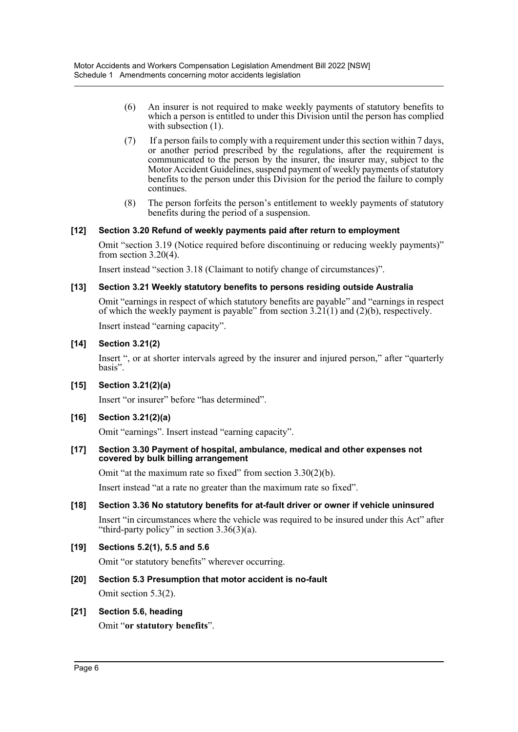(6) An insurer is not required to make weekly payments of statutory benefits to which a person is entitled to under this Division until the person has complied with subsection (1).

(7) If a person fails to comply with a requirement under this section within 7 days, or another period prescribed by the regulations, after the requirement is communicated to the person by the insurer, the insurer may, subject to the Motor Accident Guidelines, suspend payment of weekly payments of statutory benefits to the person under this Division for the period the failure to comply continues.

(8) The person forfeits the person's entitlement to weekly payments of statutory benefits during the period of a suspension.

**[12] Section 3.20 Refund of weekly payments paid after return to employment**

Omit "section 3.19 (Notice required before discontinuing or reducing weekly payments)" from section 3.20(4).

Insert instead "section 3.18 (Claimant to notify change of circumstances)".

**[13] Section 3.21 Weekly statutory benefits to persons residing outside Australia**

Omit "earnings in respect of which statutory benefits are payable" and "earnings in respect of which the weekly payment is payable" from section 3.21(1) and (2)(b), respectively.

Insert instead "earning capacity".

**[14] Section 3.21(2)**

Insert ", or at shorter intervals agreed by the insurer and injured person," after "quarterly basis".

**[15] Section 3.21(2)(a)**

Insert "or insurer" before "has determined".

**[16] Section 3.21(2)(a)**

Omit "earnings". Insert instead "earning capacity".

**[17] Section 3.30 Payment of hospital, ambulance, medical and other expenses not covered by bulk billing arrangement**

Omit "at the maximum rate so fixed" from section 3.30(2)(b).

Insert instead "at a rate no greater than the maximum rate so fixed".

**[18] Section 3.36 No statutory benefits for at-fault driver or owner if vehicle uninsured**

Insert "in circumstances where the vehicle was required to be insured under this Act" after "third-party policy" in section 3.36(3)(a).

**[19] Sections 5.2(1), 5.5 and 5.6**

Omit "or statutory benefits" wherever occurring.

**[20] Section 5.3 Presumption that motor accident is no-fault**

Omit section 5.3(2).

**[21] Section 5.6, heading**

Omit "**or statutory benefits**".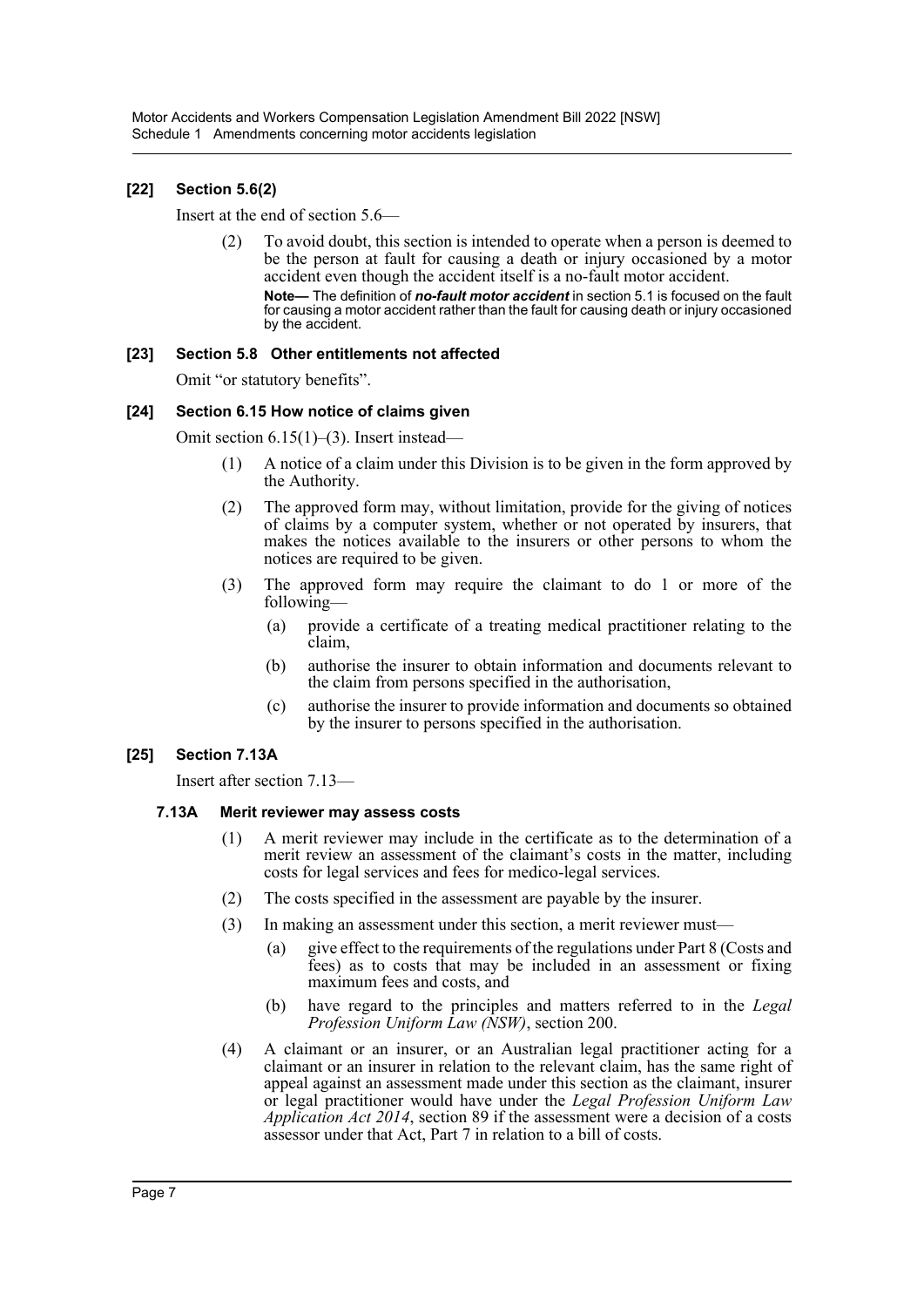### [22] Section 5.6(2)

Insert at the end of section 5.6—

(2) To avoid doubt, this section is intended to operate when a person is deemed to be the person at fault for causing a death or injury occasioned by a motor accident even though the accident itself is a no-fault motor accident.

**Note—** The definition of ***no-fault motor accident*** in section 5.1 is focused on the fault for causing a motor accident rather than the fault for causing death or injury occasioned by the accident.

### [23] Section 5.8 Other entitlements not affected

Omit "or statutory benefits".

### [24] Section 6.15 How notice of claims given

Omit section 6.15(1)–(3). Insert instead—

(1) A notice of a claim under this Division is to be given in the form approved by the Authority.

(2) The approved form may, without limitation, provide for the giving of notices of claims by a computer system, whether or not operated by insurers, that makes the notices available to the insurers or other persons to whom the notices are required to be given.

(3) The approved form may require the claimant to do 1 or more of the following—

(a) provide a certificate of a treating medical practitioner relating to the claim,

(b) authorise the insurer to obtain information and documents relevant to the claim from persons specified in the authorisation,

(c) authorise the insurer to provide information and documents so obtained by the insurer to persons specified in the authorisation.

### [25] Section 7.13A

Insert after section 7.13—

#### 7.13A Merit reviewer may assess costs

(1) A merit reviewer may include in the certificate as to the determination of a merit review an assessment of the claimant's costs in the matter, including costs for legal services and fees for medico-legal services.

(2) The costs specified in the assessment are payable by the insurer.

(3) In making an assessment under this section, a merit reviewer must—

(a) give effect to the requirements of the regulations under Part 8 (Costs and fees) as to costs that may be included in an assessment or fixing maximum fees and costs, and

(b) have regard to the principles and matters referred to in the *Legal Profession Uniform Law (NSW)*, section 200.

(4) A claimant or an insurer, or an Australian legal practitioner acting for a claimant or an insurer in relation to the relevant claim, has the same right of appeal against an assessment made under this section as the claimant, insurer or legal practitioner would have under the *Legal Profession Uniform Law Application Act 2014*, section 89 if the assessment were a decision of a costs assessor under that Act, Part 7 in relation to a bill of costs.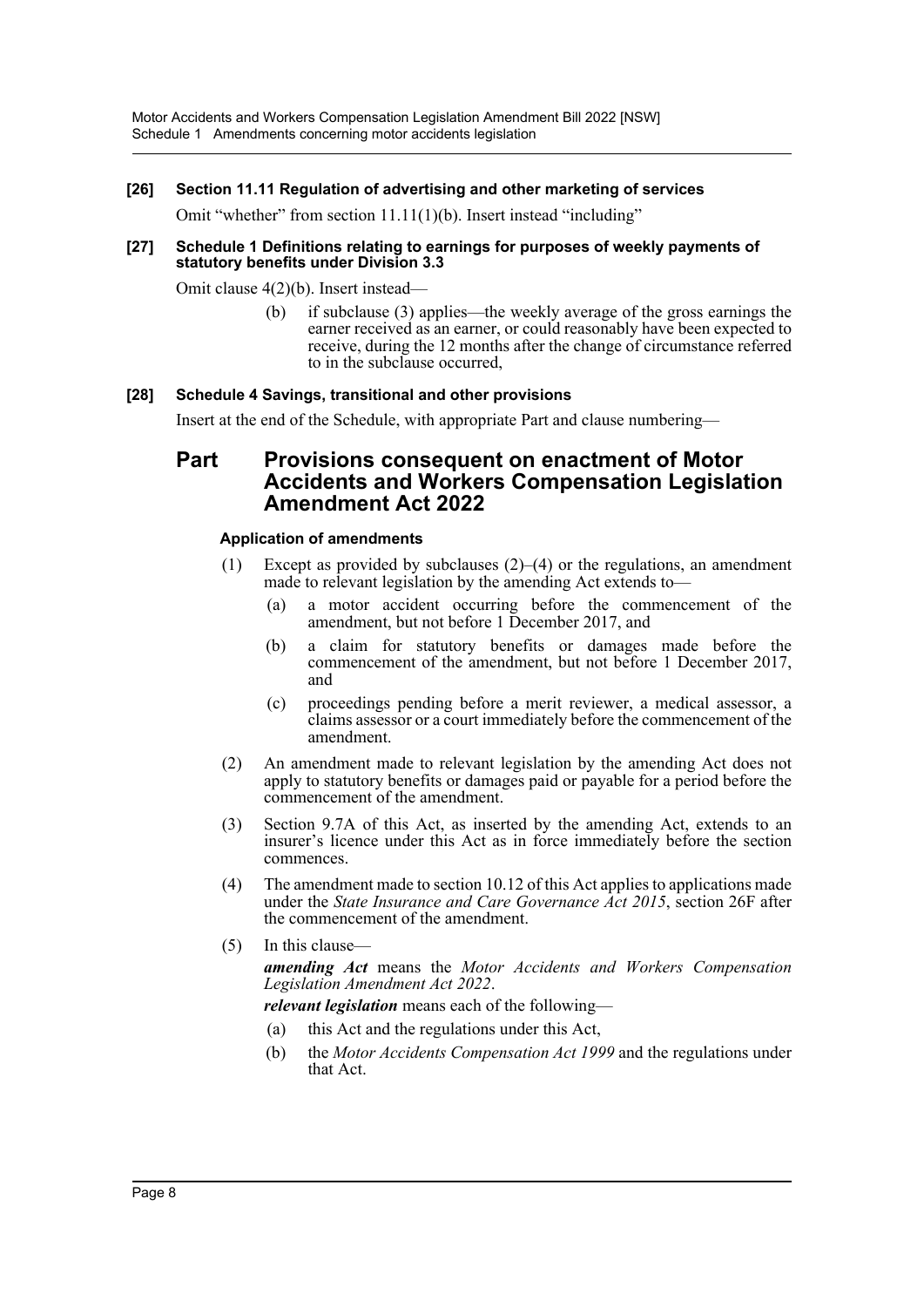**[26] Section 11.11 Regulation of advertising and other marketing of services**

Omit "whether" from section 11.11(1)(b). Insert instead "including"

**[27] Schedule 1 Definitions relating to earnings for purposes of weekly payments of statutory benefits under Division 3.3**

Omit clause 4(2)(b). Insert instead—

> (b) if subclause (3) applies—the weekly average of the gross earnings the earner received as an earner, or could reasonably have been expected to receive, during the 12 months after the change of circumstance referred to in the subclause occurred,

**[28] Schedule 4 Savings, transitional and other provisions**

Insert at the end of the Schedule, with appropriate Part and clause numbering—

## Part Provisions consequent on enactment of Motor Accidents and Workers Compensation Legislation Amendment Act 2022

### Application of amendments

(1) Except as provided by subclauses (2)–(4) or the regulations, an amendment made to relevant legislation by the amending Act extends to—

- (a) a motor accident occurring before the commencement of the amendment, but not before 1 December 2017, and
- (b) a claim for statutory benefits or damages made before the commencement of the amendment, but not before 1 December 2017, and
- (c) proceedings pending before a merit reviewer, a medical assessor, a claims assessor or a court immediately before the commencement of the amendment.

(2) An amendment made to relevant legislation by the amending Act does not apply to statutory benefits or damages paid or payable for a period before the commencement of the amendment.

(3) Section 9.7A of this Act, as inserted by the amending Act, extends to an insurer's licence under this Act as in force immediately before the section commences.

(4) The amendment made to section 10.12 of this Act applies to applications made under the *State Insurance and Care Governance Act 2015*, section 26F after the commencement of the amendment.

(5) In this clause—

***amending Act*** means the *Motor Accidents and Workers Compensation Legislation Amendment Act 2022*.

***relevant legislation*** means each of the following—

- (a) this Act and the regulations under this Act,
- (b) the *Motor Accidents Compensation Act 1999* and the regulations under that Act.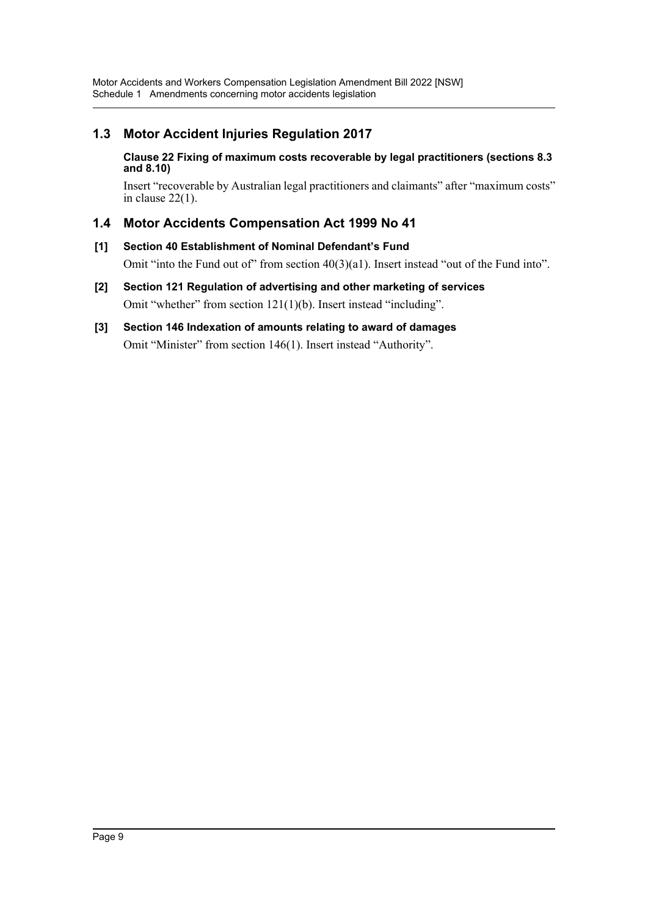## 1.3 Motor Accident Injuries Regulation 2017

**Clause 22 Fixing of maximum costs recoverable by legal practitioners (sections 8.3 and 8.10)**

Insert "recoverable by Australian legal practitioners and claimants" after "maximum costs" in clause 22(1).

## 1.4 Motor Accidents Compensation Act 1999 No 41

**[1] Section 40 Establishment of Nominal Defendant's Fund**

Omit "into the Fund out of" from section 40(3)(a1). Insert instead "out of the Fund into".

**[2] Section 121 Regulation of advertising and other marketing of services**

Omit "whether" from section 121(1)(b). Insert instead "including".

**[3] Section 146 Indexation of amounts relating to award of damages**

Omit "Minister" from section 146(1). Insert instead "Authority".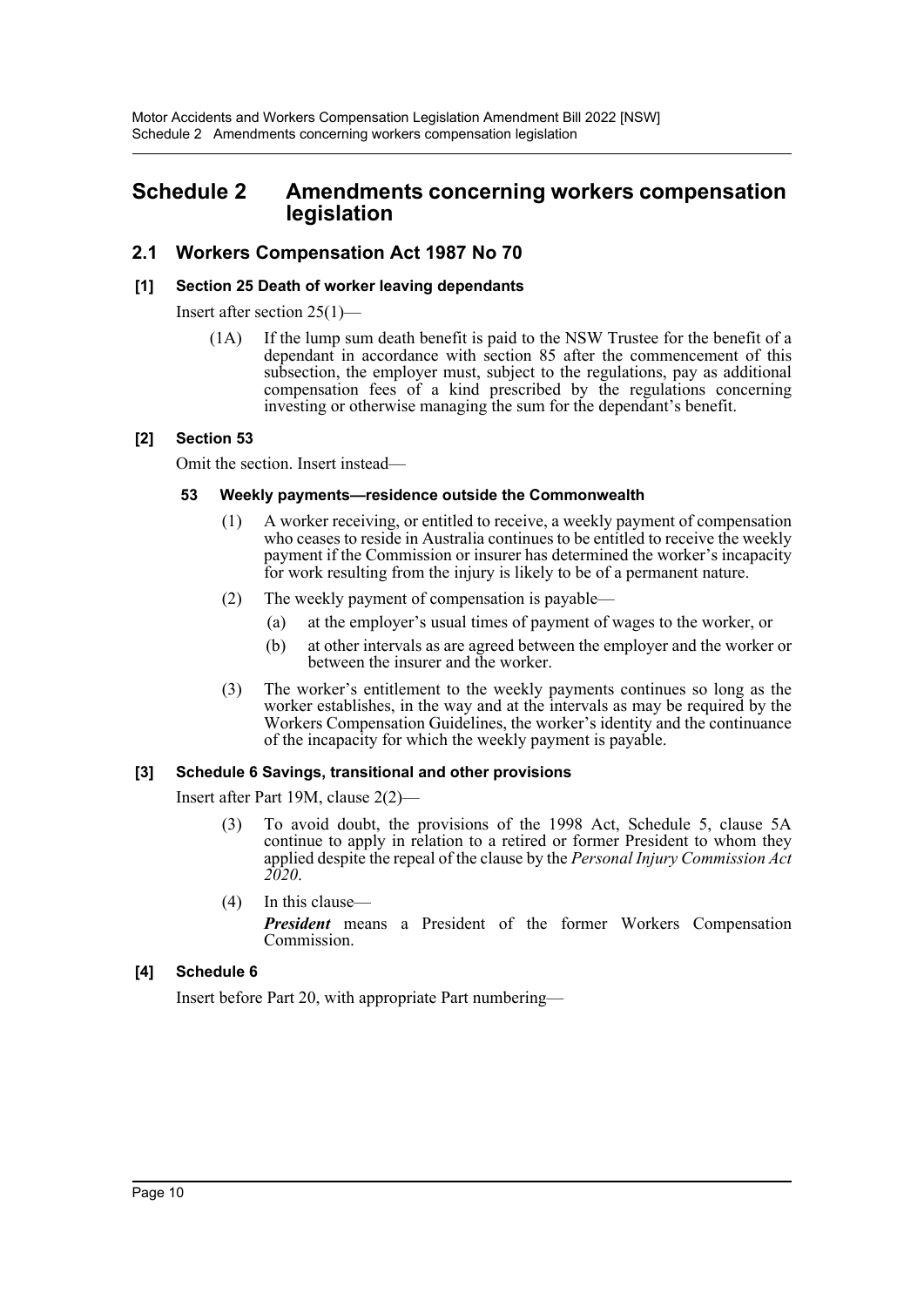## Schedule 2 Amendments concerning workers compensation legislation

### 2.1 Workers Compensation Act 1987 No 70

#### [1] Section 25 Death of worker leaving dependants

Insert after section 25(1)—

(1A) If the lump sum death benefit is paid to the NSW Trustee for the benefit of a dependant in accordance with section 85 after the commencement of this subsection, the employer must, subject to the regulations, pay as additional compensation fees of a kind prescribed by the regulations concerning investing or otherwise managing the sum for the dependant's benefit.

#### [2] Section 53

Omit the section. Insert instead—

**53 Weekly payments—residence outside the Commonwealth**

(1) A worker receiving, or entitled to receive, a weekly payment of compensation who ceases to reside in Australia continues to be entitled to receive the weekly payment if the Commission or insurer has determined the worker's incapacity for work resulting from the injury is likely to be of a permanent nature.

(2) The weekly payment of compensation is payable—

(a) at the employer's usual times of payment of wages to the worker, or

(b) at other intervals as are agreed between the employer and the worker or between the insurer and the worker.

(3) The worker's entitlement to the weekly payments continues so long as the worker establishes, in the way and at the intervals as may be required by the Workers Compensation Guidelines, the worker's identity and the continuance of the incapacity for which the weekly payment is payable.

#### [3] Schedule 6 Savings, transitional and other provisions

Insert after Part 19M, clause 2(2)—

(3) To avoid doubt, the provisions of the 1998 Act, Schedule 5, clause 5A continue to apply in relation to a retired or former President to whom they applied despite the repeal of the clause by the *Personal Injury Commission Act 2020*.

(4) In this clause—

***President*** means a President of the former Workers Compensation Commission.

#### [4] Schedule 6

Insert before Part 20, with appropriate Part numbering—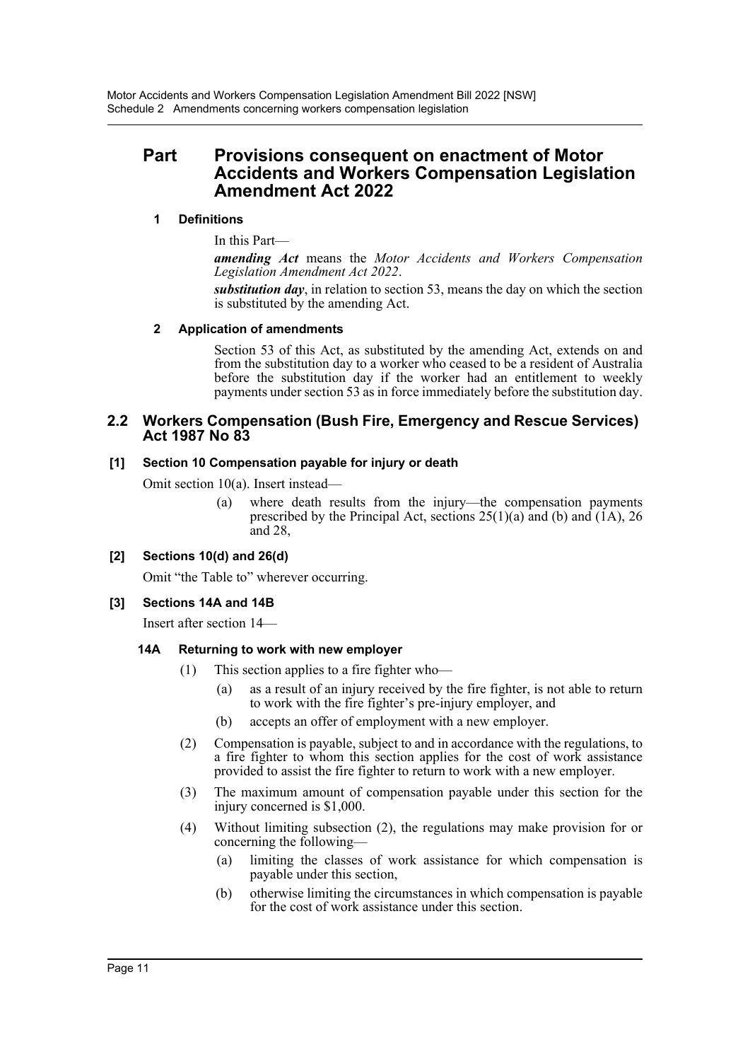## Part Provisions consequent on enactment of Motor Accidents and Workers Compensation Legislation Amendment Act 2022

### 1 Definitions

In this Part—

***amending Act*** means the *Motor Accidents and Workers Compensation Legislation Amendment Act 2022*.

***substitution day***, in relation to section 53, means the day on which the section is substituted by the amending Act.

### 2 Application of amendments

Section 53 of this Act, as substituted by the amending Act, extends on and from the substitution day to a worker who ceased to be a resident of Australia before the substitution day if the worker had an entitlement to weekly payments under section 53 as in force immediately before the substitution day.

## 2.2 Workers Compensation (Bush Fire, Emergency and Rescue Services) Act 1987 No 83

### [1] Section 10 Compensation payable for injury or death

Omit section 10(a). Insert instead—

> (a) where death results from the injury—the compensation payments prescribed by the Principal Act, sections 25(1)(a) and (b) and (1A), 26 and 28,

### [2] Sections 10(d) and 26(d)

Omit "the Table to" wherever occurring.

### [3] Sections 14A and 14B

Insert after section 14—

#### 14A Returning to work with new employer

(1) This section applies to a fire fighter who—

- (a) as a result of an injury received by the fire fighter, is not able to return to work with the fire fighter's pre-injury employer, and
- (b) accepts an offer of employment with a new employer.

(2) Compensation is payable, subject to and in accordance with the regulations, to a fire fighter to whom this section applies for the cost of work assistance provided to assist the fire fighter to return to work with a new employer.

(3) The maximum amount of compensation payable under this section for the injury concerned is $1,000.

(4) Without limiting subsection (2), the regulations may make provision for or concerning the following—

- (a) limiting the classes of work assistance for which compensation is payable under this section,
- (b) otherwise limiting the circumstances in which compensation is payable for the cost of work assistance under this section.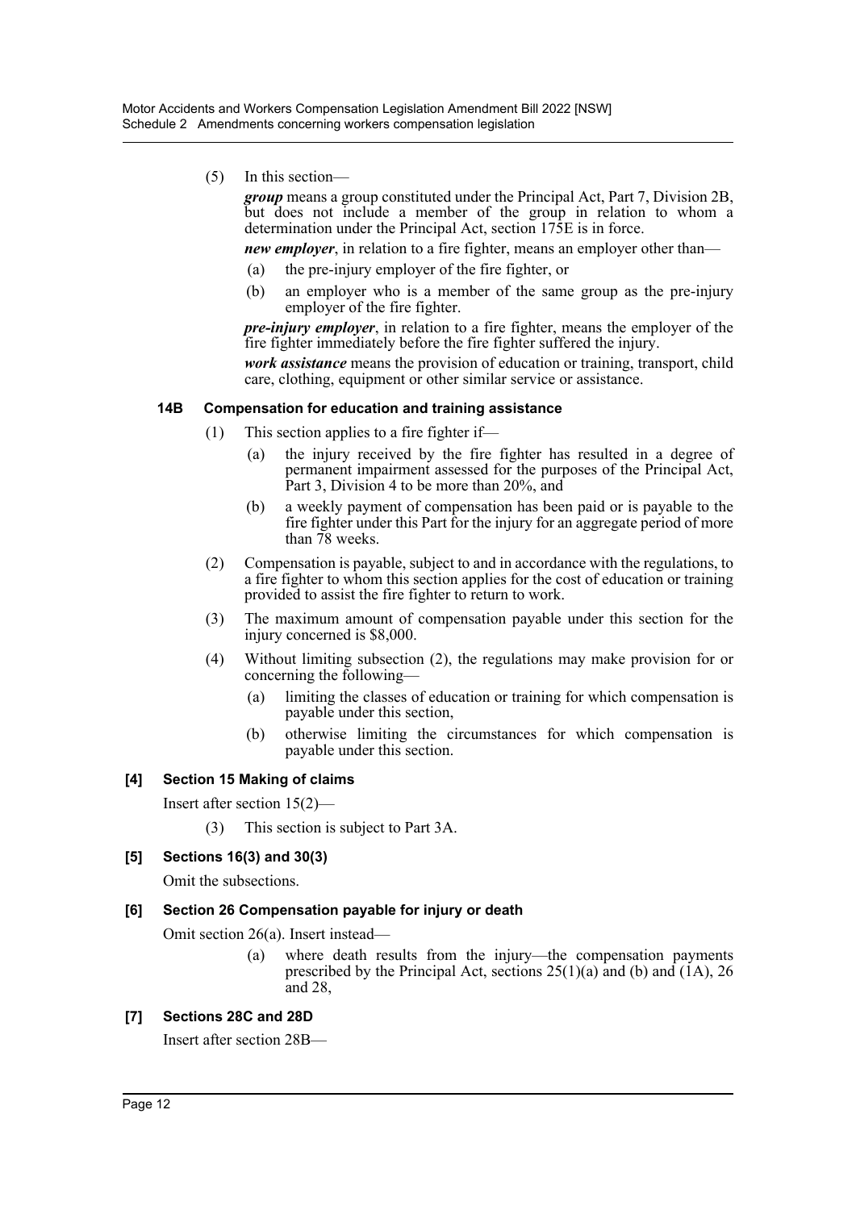(5) In this section—

***group*** means a group constituted under the Principal Act, Part 7, Division 2B, but does not include a member of the group in relation to whom a determination under the Principal Act, section 175E is in force.

***new employer***, in relation to a fire fighter, means an employer other than—

- (a) the pre-injury employer of the fire fighter, or
- (b) an employer who is a member of the same group as the pre-injury employer of the fire fighter.

***pre-injury employer***, in relation to a fire fighter, means the employer of the fire fighter immediately before the fire fighter suffered the injury.

***work assistance*** means the provision of education or training, transport, child care, clothing, equipment or other similar service or assistance.

#### 14B Compensation for education and training assistance

(1) This section applies to a fire fighter if—

- (a) the injury received by the fire fighter has resulted in a degree of permanent impairment assessed for the purposes of the Principal Act, Part 3, Division 4 to be more than 20%, and
- (b) a weekly payment of compensation has been paid or is payable to the fire fighter under this Part for the injury for an aggregate period of more than 78 weeks.

(2) Compensation is payable, subject to and in accordance with the regulations, to a fire fighter to whom this section applies for the cost of education or training provided to assist the fire fighter to return to work.

(3) The maximum amount of compensation payable under this section for the injury concerned is $8,000.

(4) Without limiting subsection (2), the regulations may make provision for or concerning the following—

- (a) limiting the classes of education or training for which compensation is payable under this section,
- (b) otherwise limiting the circumstances for which compensation is payable under this section.

### [4] Section 15 Making of claims

Insert after section 15(2)—

(3) This section is subject to Part 3A.

### [5] Sections 16(3) and 30(3)

Omit the subsections.

### [6] Section 26 Compensation payable for injury or death

Omit section 26(a). Insert instead—

- (a) where death results from the injury—the compensation payments prescribed by the Principal Act, sections 25(1)(a) and (b) and (1A), 26 and 28,

### [7] Sections 28C and 28D

Insert after section 28B—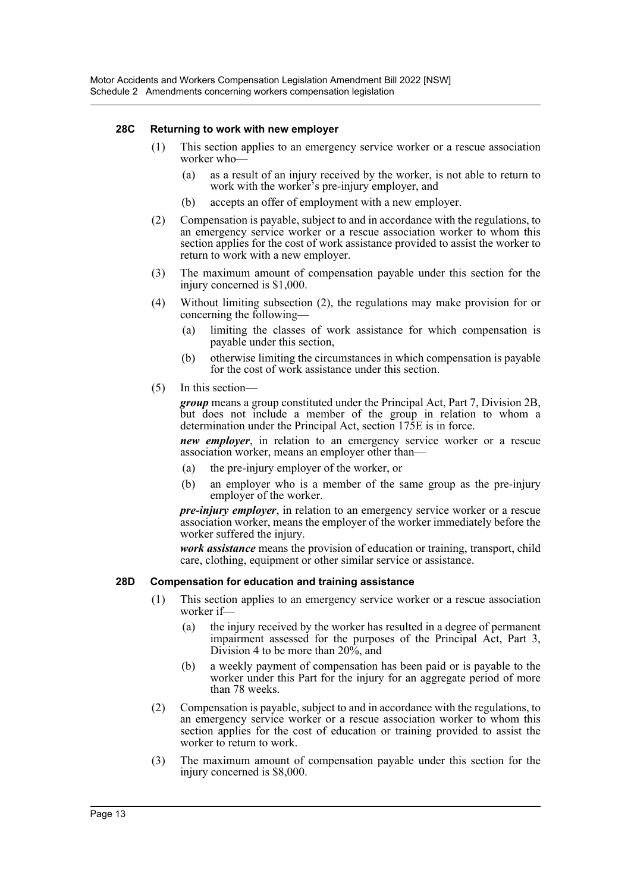### 28C Returning to work with new employer

(1) This section applies to an emergency service worker or a rescue association worker who—

(a) as a result of an injury received by the worker, is not able to return to work with the worker's pre-injury employer, and

(b) accepts an offer of employment with a new employer.

(2) Compensation is payable, subject to and in accordance with the regulations, to an emergency service worker or a rescue association worker to whom this section applies for the cost of work assistance provided to assist the worker to return to work with a new employer.

(3) The maximum amount of compensation payable under this section for the injury concerned is $1,000.

(4) Without limiting subsection (2), the regulations may make provision for or concerning the following—

(a) limiting the classes of work assistance for which compensation is payable under this section,

(b) otherwise limiting the circumstances in which compensation is payable for the cost of work assistance under this section.

(5) In this section—

***group*** means a group constituted under the Principal Act, Part 7, Division 2B, but does not include a member of the group in relation to whom a determination under the Principal Act, section 175E is in force.

***new employer***, in relation to an emergency service worker or a rescue association worker, means an employer other than—

(a) the pre-injury employer of the worker, or

(b) an employer who is a member of the same group as the pre-injury employer of the worker.

***pre-injury employer***, in relation to an emergency service worker or a rescue association worker, means the employer of the worker immediately before the worker suffered the injury.

***work assistance*** means the provision of education or training, transport, child care, clothing, equipment or other similar service or assistance.

### 28D Compensation for education and training assistance

(1) This section applies to an emergency service worker or a rescue association worker if—

(a) the injury received by the worker has resulted in a degree of permanent impairment assessed for the purposes of the Principal Act, Part 3, Division 4 to be more than 20%, and

(b) a weekly payment of compensation has been paid or is payable to the worker under this Part for the injury for an aggregate period of more than 78 weeks.

(2) Compensation is payable, subject to and in accordance with the regulations, to an emergency service worker or a rescue association worker to whom this section applies for the cost of education or training provided to assist the worker to return to work.

(3) The maximum amount of compensation payable under this section for the injury concerned is $8,000.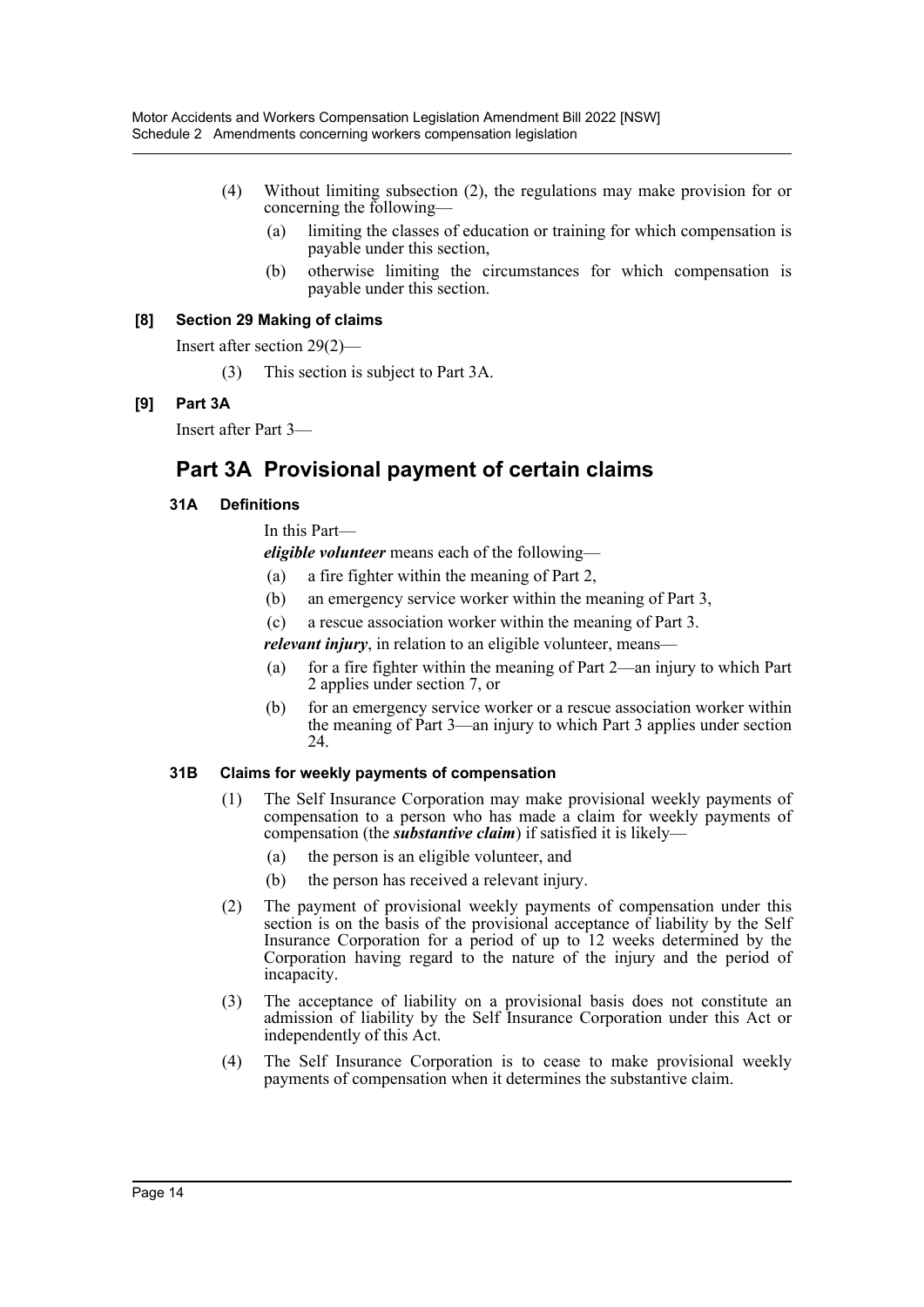(4) Without limiting subsection (2), the regulations may make provision for or concerning the following—

(a) limiting the classes of education or training for which compensation is payable under this section,

(b) otherwise limiting the circumstances for which compensation is payable under this section.

#### [8] Section 29 Making of claims

Insert after section 29(2)—

(3) This section is subject to Part 3A.

#### [9] Part 3A

Insert after Part 3—

## Part 3A Provisional payment of certain claims

### 31A Definitions

In this Part—

***eligible volunteer*** means each of the following—

(a) a fire fighter within the meaning of Part 2,

(b) an emergency service worker within the meaning of Part 3,

(c) a rescue association worker within the meaning of Part 3.

***relevant injury***, in relation to an eligible volunteer, means—

(a) for a fire fighter within the meaning of Part 2—an injury to which Part 2 applies under section 7, or

(b) for an emergency service worker or a rescue association worker within the meaning of Part 3—an injury to which Part 3 applies under section 24.

### 31B Claims for weekly payments of compensation

(1) The Self Insurance Corporation may make provisional weekly payments of compensation to a person who has made a claim for weekly payments of compensation (the ***substantive claim***) if satisfied it is likely—

(a) the person is an eligible volunteer, and

(b) the person has received a relevant injury.

(2) The payment of provisional weekly payments of compensation under this section is on the basis of the provisional acceptance of liability by the Self Insurance Corporation for a period of up to 12 weeks determined by the Corporation having regard to the nature of the injury and the period of incapacity.

(3) The acceptance of liability on a provisional basis does not constitute an admission of liability by the Self Insurance Corporation under this Act or independently of this Act.

(4) The Self Insurance Corporation is to cease to make provisional weekly payments of compensation when it determines the substantive claim.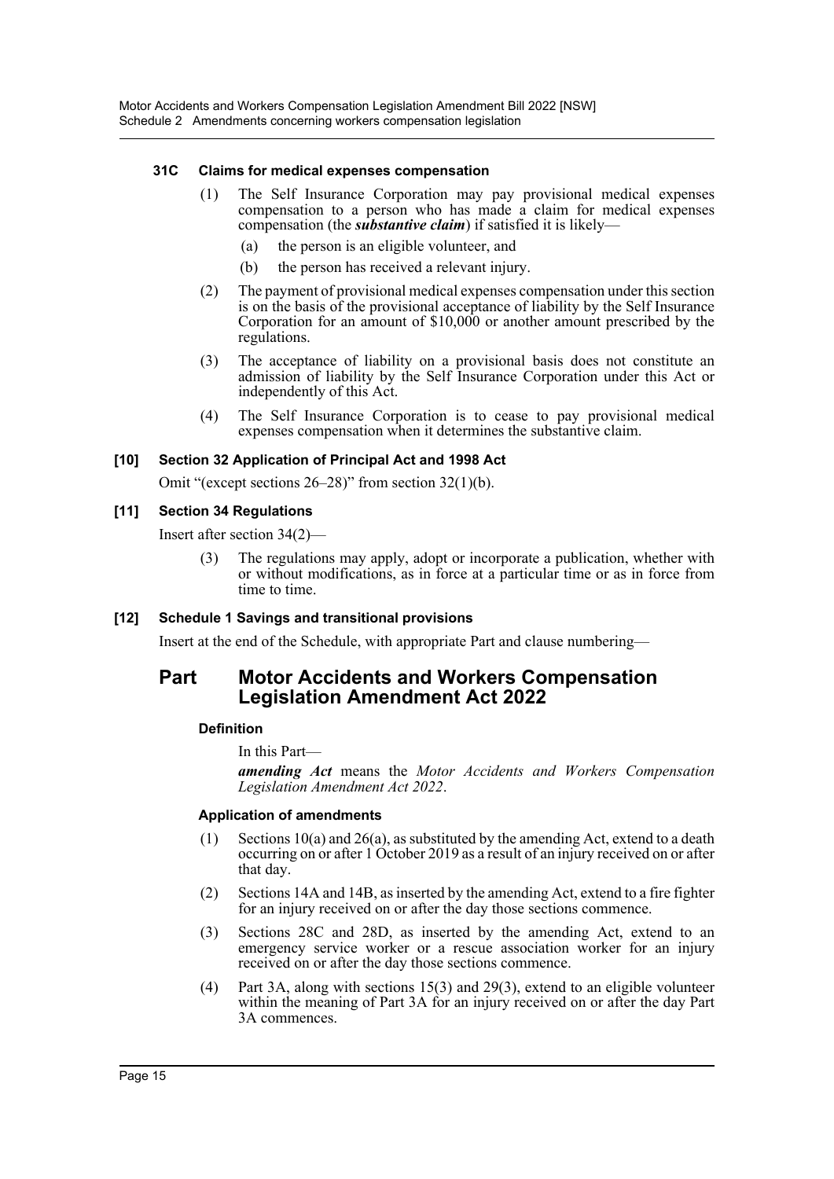#### 31C Claims for medical expenses compensation

(1) The Self Insurance Corporation may pay provisional medical expenses compensation to a person who has made a claim for medical expenses compensation (the ***substantive claim***) if satisfied it is likely—

(a) the person is an eligible volunteer, and

(b) the person has received a relevant injury.

(2) The payment of provisional medical expenses compensation under this section is on the basis of the provisional acceptance of liability by the Self Insurance Corporation for an amount of $10,000 or another amount prescribed by the regulations.

(3) The acceptance of liability on a provisional basis does not constitute an admission of liability by the Self Insurance Corporation under this Act or independently of this Act.

(4) The Self Insurance Corporation is to cease to pay provisional medical expenses compensation when it determines the substantive claim.

#### [10] Section 32 Application of Principal Act and 1998 Act

Omit "(except sections 26–28)" from section 32(1)(b).

#### [11] Section 34 Regulations

Insert after section 34(2)—

(3) The regulations may apply, adopt or incorporate a publication, whether with or without modifications, as in force at a particular time or as in force from time to time.

#### [12] Schedule 1 Savings and transitional provisions

Insert at the end of the Schedule, with appropriate Part and clause numbering—

## Part Motor Accidents and Workers Compensation Legislation Amendment Act 2022

#### Definition

In this Part—

***amending Act*** means the *Motor Accidents and Workers Compensation Legislation Amendment Act 2022*.

#### Application of amendments

(1) Sections 10(a) and 26(a), as substituted by the amending Act, extend to a death occurring on or after 1 October 2019 as a result of an injury received on or after that day.

(2) Sections 14A and 14B, as inserted by the amending Act, extend to a fire fighter for an injury received on or after the day those sections commence.

(3) Sections 28C and 28D, as inserted by the amending Act, extend to an emergency service worker or a rescue association worker for an injury received on or after the day those sections commence.

(4) Part 3A, along with sections 15(3) and 29(3), extend to an eligible volunteer within the meaning of Part 3A for an injury received on or after the day Part 3A commences.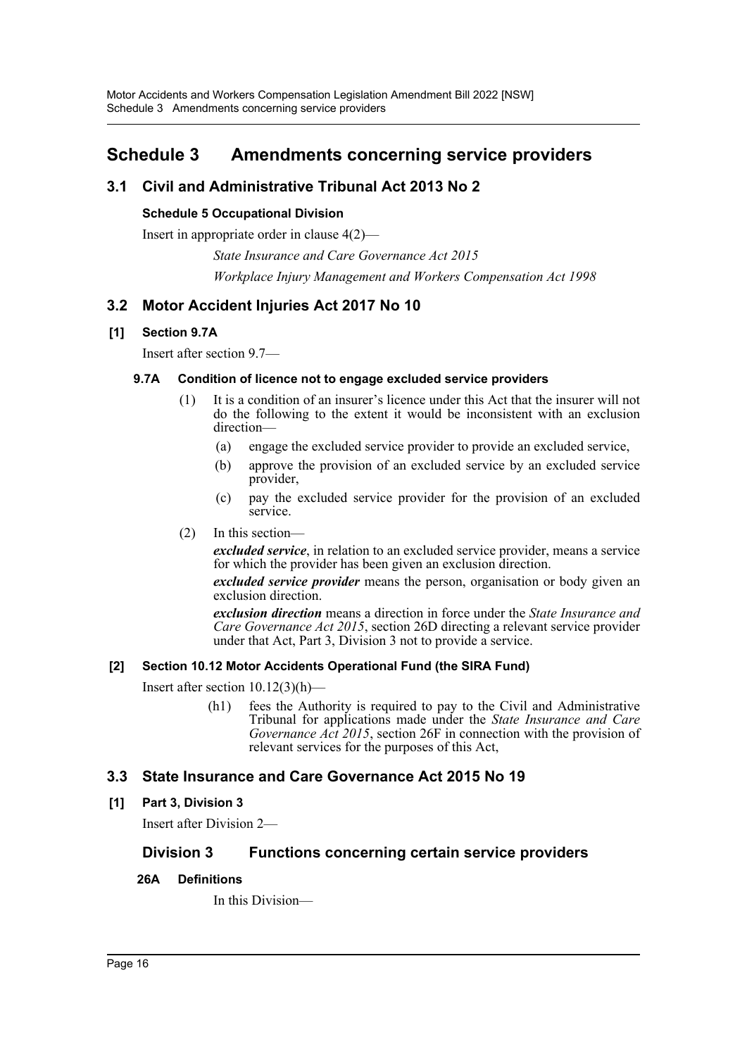# Schedule 3 Amendments concerning service providers

## 3.1 Civil and Administrative Tribunal Act 2013 No 2

**Schedule 5 Occupational Division**

Insert in appropriate order in clause 4(2)—

*State Insurance and Care Governance Act 2015*

*Workplace Injury Management and Workers Compensation Act 1998*

## 3.2 Motor Accident Injuries Act 2017 No 10

**[1] Section 9.7A**

Insert after section 9.7—

**9.7A Condition of licence not to engage excluded service providers**

(1) It is a condition of an insurer's licence under this Act that the insurer will not do the following to the extent it would be inconsistent with an exclusion direction—

(a) engage the excluded service provider to provide an excluded service,

(b) approve the provision of an excluded service by an excluded service provider,

(c) pay the excluded service provider for the provision of an excluded service.

(2) In this section—

***excluded service***, in relation to an excluded service provider, means a service for which the provider has been given an exclusion direction.

***excluded service provider*** means the person, organisation or body given an exclusion direction.

***exclusion direction*** means a direction in force under the *State Insurance and Care Governance Act 2015*, section 26D directing a relevant service provider under that Act, Part 3, Division 3 not to provide a service.

**[2] Section 10.12 Motor Accidents Operational Fund (the SIRA Fund)**

Insert after section 10.12(3)(h)—

(h1) fees the Authority is required to pay to the Civil and Administrative Tribunal for applications made under the *State Insurance and Care Governance Act 2015*, section 26F in connection with the provision of relevant services for the purposes of this Act,

## 3.3 State Insurance and Care Governance Act 2015 No 19

**[1] Part 3, Division 3**

Insert after Division 2—

### Division 3 Functions concerning certain service providers

**26A Definitions**

In this Division—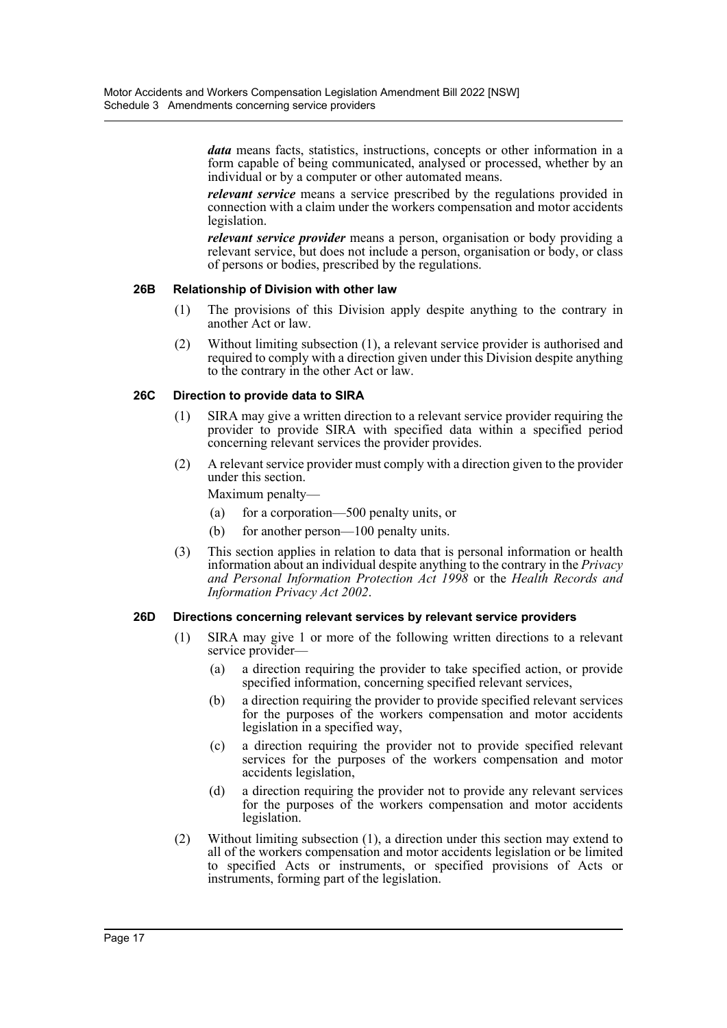***data*** means facts, statistics, instructions, concepts or other information in a form capable of being communicated, analysed or processed, whether by an individual or by a computer or other automated means.

***relevant service*** means a service prescribed by the regulations provided in connection with a claim under the workers compensation and motor accidents legislation.

***relevant service provider*** means a person, organisation or body providing a relevant service, but does not include a person, organisation or body, or class of persons or bodies, prescribed by the regulations.

#### 26B Relationship of Division with other law

(1) The provisions of this Division apply despite anything to the contrary in another Act or law.

(2) Without limiting subsection (1), a relevant service provider is authorised and required to comply with a direction given under this Division despite anything to the contrary in the other Act or law.

#### 26C Direction to provide data to SIRA

(1) SIRA may give a written direction to a relevant service provider requiring the provider to provide SIRA with specified data within a specified period concerning relevant services the provider provides.

(2) A relevant service provider must comply with a direction given to the provider under this section.

Maximum penalty—

(a) for a corporation—500 penalty units, or

(b) for another person—100 penalty units.

(3) This section applies in relation to data that is personal information or health information about an individual despite anything to the contrary in the *Privacy and Personal Information Protection Act 1998* or the *Health Records and Information Privacy Act 2002*.

#### 26D Directions concerning relevant services by relevant service providers

(1) SIRA may give 1 or more of the following written directions to a relevant service provider—

(a) a direction requiring the provider to take specified action, or provide specified information, concerning specified relevant services,

(b) a direction requiring the provider to provide specified relevant services for the purposes of the workers compensation and motor accidents legislation in a specified way,

(c) a direction requiring the provider not to provide specified relevant services for the purposes of the workers compensation and motor accidents legislation,

(d) a direction requiring the provider not to provide any relevant services for the purposes of the workers compensation and motor accidents legislation.

(2) Without limiting subsection (1), a direction under this section may extend to all of the workers compensation and motor accidents legislation or be limited to specified Acts or instruments, or specified provisions of Acts or instruments, forming part of the legislation.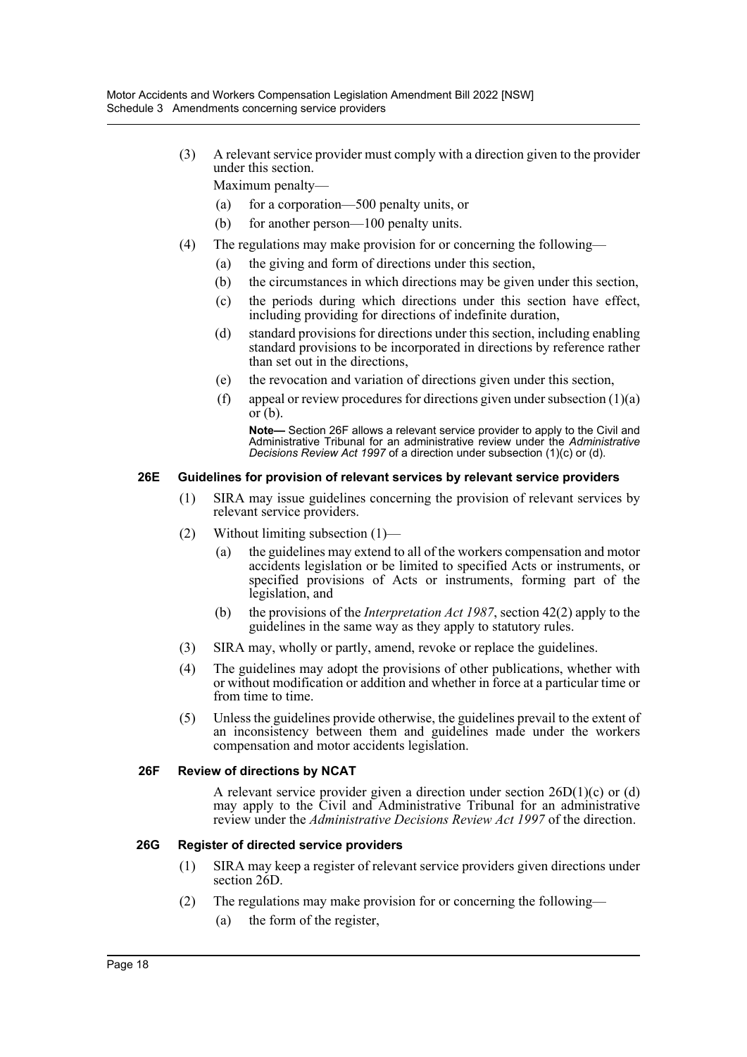(3) A relevant service provider must comply with a direction given to the provider under this section.

Maximum penalty—

(a) for a corporation—500 penalty units, or

(b) for another person—100 penalty units.

(4) The regulations may make provision for or concerning the following—

(a) the giving and form of directions under this section,

(b) the circumstances in which directions may be given under this section,

(c) the periods during which directions under this section have effect, including providing for directions of indefinite duration,

(d) standard provisions for directions under this section, including enabling standard provisions to be incorporated in directions by reference rather than set out in the directions,

(e) the revocation and variation of directions given under this section,

(f) appeal or review procedures for directions given under subsection (1)(a) or (b).

**Note—** Section 26F allows a relevant service provider to apply to the Civil and Administrative Tribunal for an administrative review under the *Administrative Decisions Review Act 1997* of a direction under subsection (1)(c) or (d).

#### 26E Guidelines for provision of relevant services by relevant service providers

(1) SIRA may issue guidelines concerning the provision of relevant services by relevant service providers.

(2) Without limiting subsection (1)—

(a) the guidelines may extend to all of the workers compensation and motor accidents legislation or be limited to specified Acts or instruments, or specified provisions of Acts or instruments, forming part of the legislation, and

(b) the provisions of the *Interpretation Act 1987*, section 42(2) apply to the guidelines in the same way as they apply to statutory rules.

(3) SIRA may, wholly or partly, amend, revoke or replace the guidelines.

(4) The guidelines may adopt the provisions of other publications, whether with or without modification or addition and whether in force at a particular time or from time to time.

(5) Unless the guidelines provide otherwise, the guidelines prevail to the extent of an inconsistency between them and guidelines made under the workers compensation and motor accidents legislation.

#### 26F Review of directions by NCAT

A relevant service provider given a direction under section 26D(1)(c) or (d) may apply to the Civil and Administrative Tribunal for an administrative review under the *Administrative Decisions Review Act 1997* of the direction.

#### 26G Register of directed service providers

(1) SIRA may keep a register of relevant service providers given directions under section 26D.

(2) The regulations may make provision for or concerning the following—

(a) the form of the register,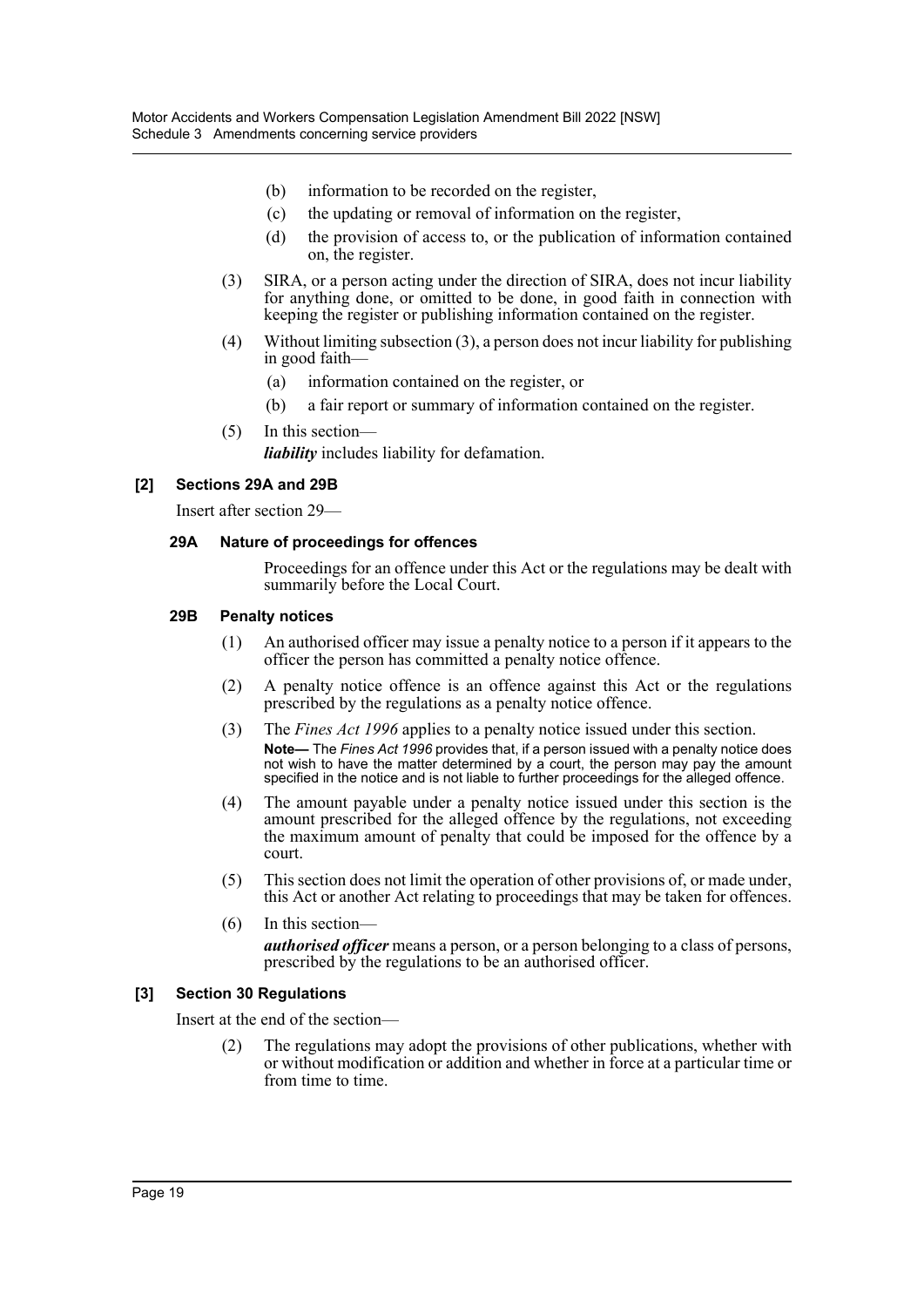(b) information to be recorded on the register,

(c) the updating or removal of information on the register,

(d) the provision of access to, or the publication of information contained on, the register.

(3) SIRA, or a person acting under the direction of SIRA, does not incur liability for anything done, or omitted to be done, in good faith in connection with keeping the register or publishing information contained on the register.

(4) Without limiting subsection (3), a person does not incur liability for publishing in good faith—

(a) information contained on the register, or

(b) a fair report or summary of information contained on the register.

(5) In this section—

***liability*** includes liability for defamation.

### [2] Sections 29A and 29B

Insert after section 29—

#### 29A Nature of proceedings for offences

Proceedings for an offence under this Act or the regulations may be dealt with summarily before the Local Court.

#### 29B Penalty notices

(1) An authorised officer may issue a penalty notice to a person if it appears to the officer the person has committed a penalty notice offence.

(2) A penalty notice offence is an offence against this Act or the regulations prescribed by the regulations as a penalty notice offence.

(3) The *Fines Act 1996* applies to a penalty notice issued under this section.

**Note—** The *Fines Act 1996* provides that, if a person issued with a penalty notice does not wish to have the matter determined by a court, the person may pay the amount specified in the notice and is not liable to further proceedings for the alleged offence.

(4) The amount payable under a penalty notice issued under this section is the amount prescribed for the alleged offence by the regulations, not exceeding the maximum amount of penalty that could be imposed for the offence by a court.

(5) This section does not limit the operation of other provisions of, or made under, this Act or another Act relating to proceedings that may be taken for offences.

(6) In this section—

***authorised officer*** means a person, or a person belonging to a class of persons, prescribed by the regulations to be an authorised officer.

### [3] Section 30 Regulations

Insert at the end of the section—

(2) The regulations may adopt the provisions of other publications, whether with or without modification or addition and whether in force at a particular time or from time to time.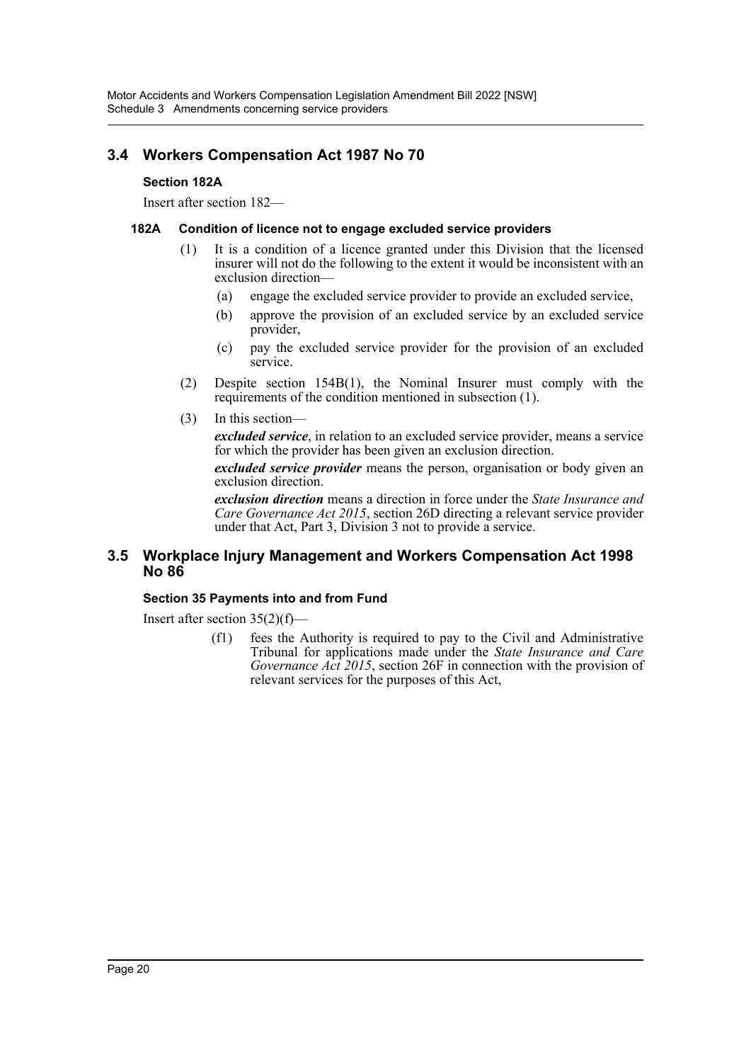## 3.4 Workers Compensation Act 1987 No 70

### Section 182A

Insert after section 182—

#### 182A Condition of licence not to engage excluded service providers

(1) It is a condition of a licence granted under this Division that the licensed insurer will not do the following to the extent it would be inconsistent with an exclusion direction—

(a) engage the excluded service provider to provide an excluded service,

(b) approve the provision of an excluded service by an excluded service provider,

(c) pay the excluded service provider for the provision of an excluded service.

(2) Despite section 154B(1), the Nominal Insurer must comply with the requirements of the condition mentioned in subsection (1).

(3) In this section—

***excluded service***, in relation to an excluded service provider, means a service for which the provider has been given an exclusion direction.

***excluded service provider*** means the person, organisation or body given an exclusion direction.

***exclusion direction*** means a direction in force under the *State Insurance and Care Governance Act 2015*, section 26D directing a relevant service provider under that Act, Part 3, Division 3 not to provide a service.

## 3.5 Workplace Injury Management and Workers Compensation Act 1998 No 86

### Section 35 Payments into and from Fund

Insert after section 35(2)(f)—

(f1) fees the Authority is required to pay to the Civil and Administrative Tribunal for applications made under the *State Insurance and Care Governance Act 2015*, section 26F in connection with the provision of relevant services for the purposes of this Act,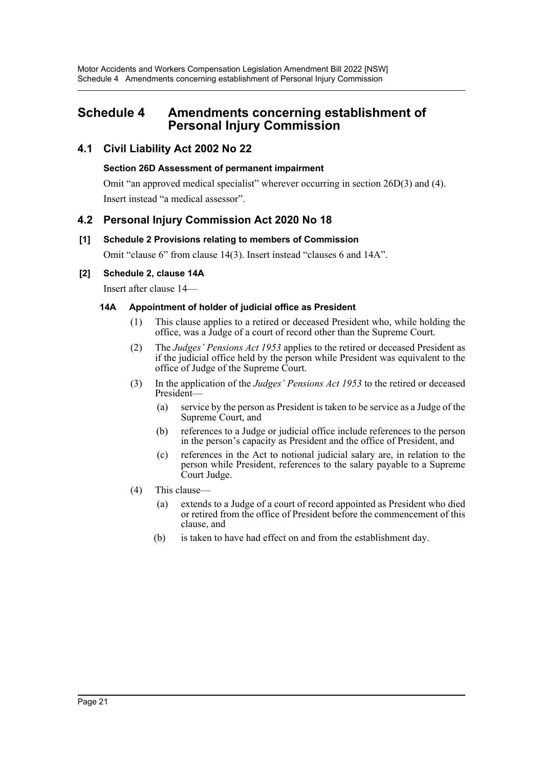# Schedule 4 Amendments concerning establishment of Personal Injury Commission

## 4.1 Civil Liability Act 2002 No 22

### Section 26D Assessment of permanent impairment

Omit "an approved medical specialist" wherever occurring in section 26D(3) and (4). Insert instead "a medical assessor".

## 4.2 Personal Injury Commission Act 2020 No 18

### [1] Schedule 2 Provisions relating to members of Commission

Omit "clause 6" from clause 14(3). Insert instead "clauses 6 and 14A".

### [2] Schedule 2, clause 14A

Insert after clause 14—

**14A Appointment of holder of judicial office as President**

(1) This clause applies to a retired or deceased President who, while holding the office, was a Judge of a court of record other than the Supreme Court.

(2) The *Judges' Pensions Act 1953* applies to the retired or deceased President as if the judicial office held by the person while President was equivalent to the office of Judge of the Supreme Court.

(3) In the application of the *Judges' Pensions Act 1953* to the retired or deceased President—

(a) service by the person as President is taken to be service as a Judge of the Supreme Court, and

(b) references to a Judge or judicial office include references to the person in the person's capacity as President and the office of President, and

(c) references in the Act to notional judicial salary are, in relation to the person while President, references to the salary payable to a Supreme Court Judge.

(4) This clause—

(a) extends to a Judge of a court of record appointed as President who died or retired from the office of President before the commencement of this clause, and

(b) is taken to have had effect on and from the establishment day.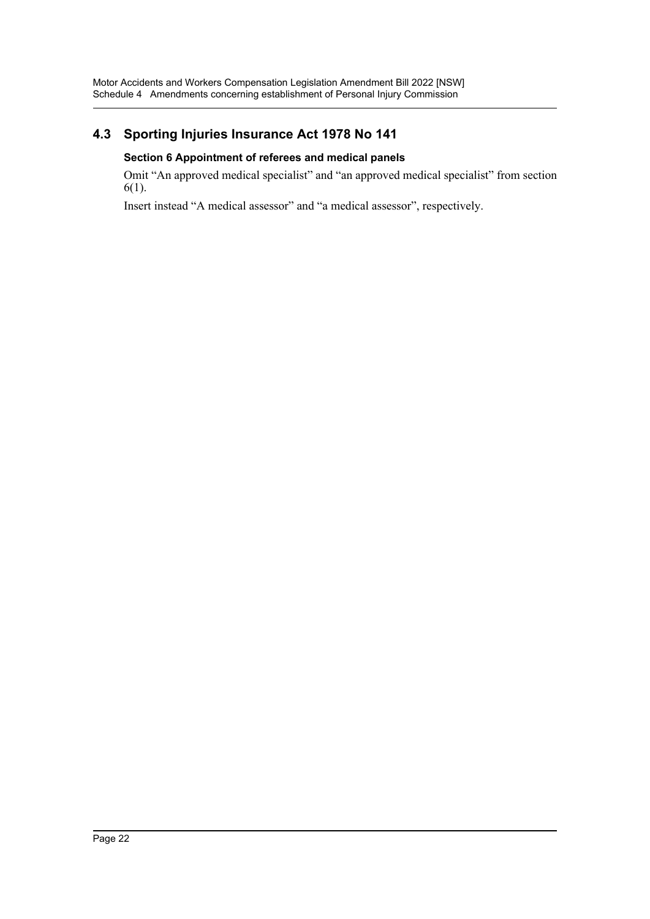## 4.3 Sporting Injuries Insurance Act 1978 No 141

### Section 6 Appointment of referees and medical panels

Omit "An approved medical specialist" and "an approved medical specialist" from section 6(1).

Insert instead "A medical assessor" and "a medical assessor", respectively.